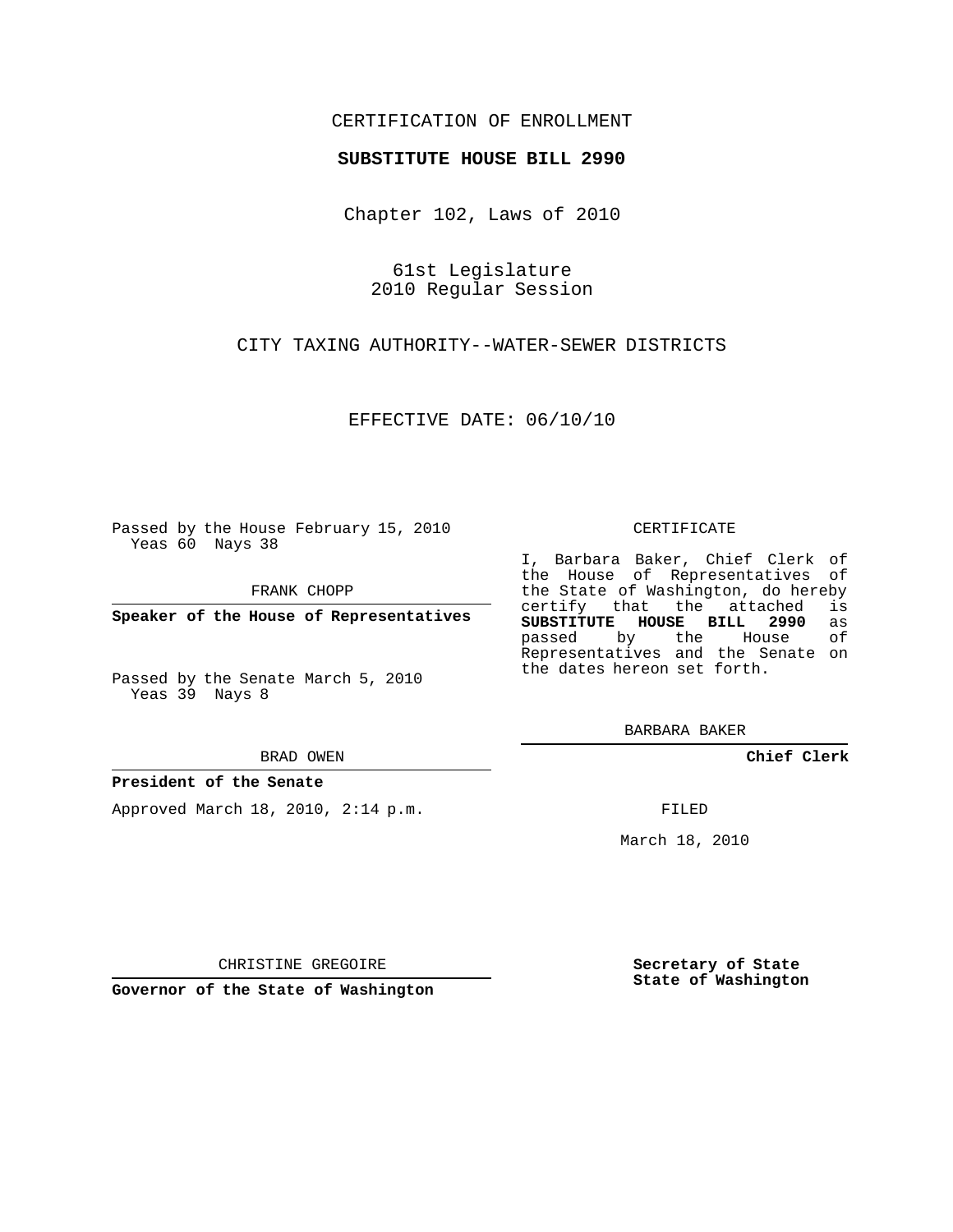CERTIFICATION OF ENROLLMENT

**SUBSTITUTE HOUSE BILL 2990**

Chapter 102, Laws of 2010

61st Legislature
2010 Regular Session

CITY TAXING AUTHORITY--WATER-SEWER DISTRICTS

EFFECTIVE DATE: 06/10/10

Passed by the House February 15, 2010
Yeas 60 Nays 38

FRANK CHOPP

**Speaker of the House of Representatives**

Passed by the Senate March 5, 2010
Yeas 39 Nays 8

BRAD OWEN

**President of the Senate**

Approved March 18, 2010, 2:14 p.m.

CHRISTINE GREGOIRE

**Governor of the State of Washington**

CERTIFICATE

I, Barbara Baker, Chief Clerk of the House of Representatives of the State of Washington, do hereby certify that the attached is **SUBSTITUTE HOUSE BILL 2990** as passed by the House of Representatives and the Senate on the dates hereon set forth.

BARBARA BAKER

**Chief Clerk**

FILED

March 18, 2010

**Secretary of State**
**State of Washington**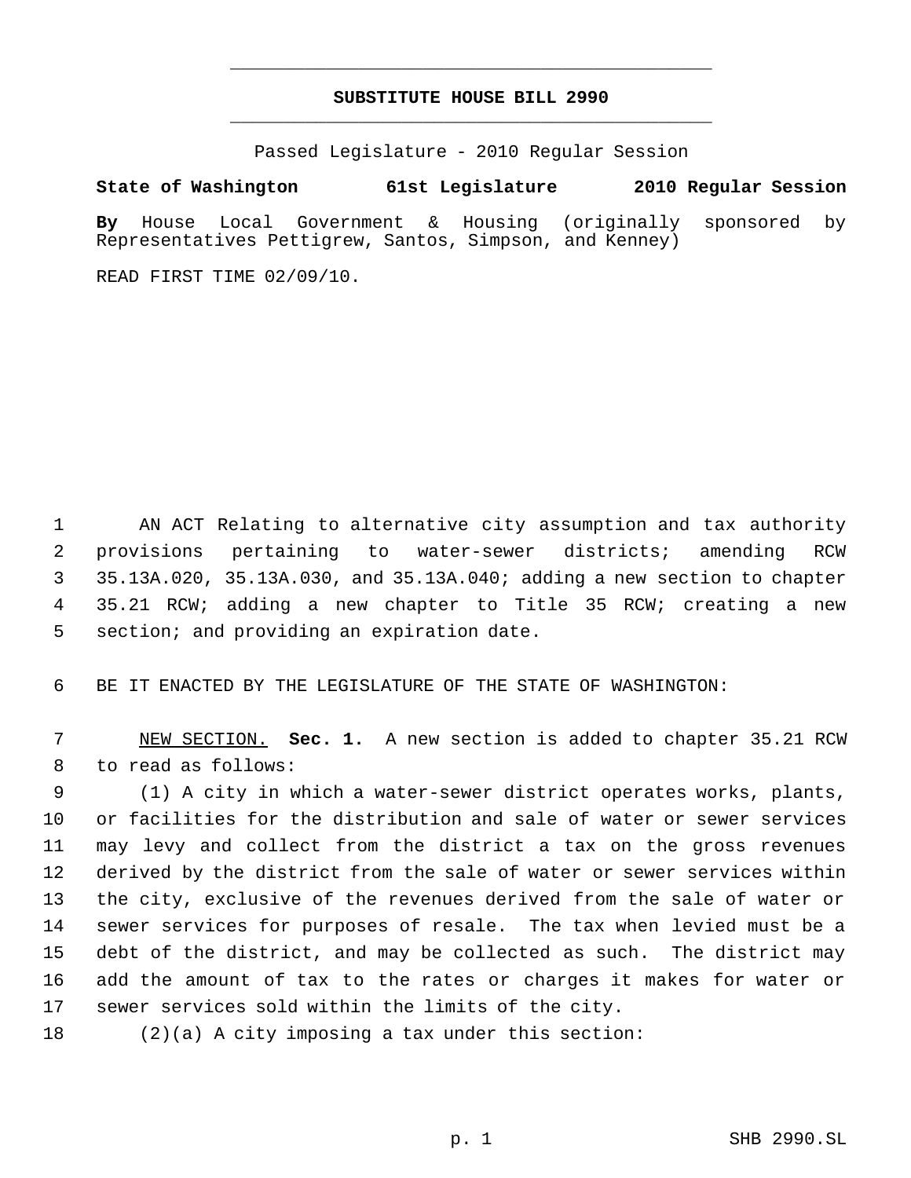# SUBSTITUTE HOUSE BILL 2990

Passed Legislature - 2010 Regular Session

**State of Washington 61st Legislature 2010 Regular Session**

**By** House Local Government & Housing (originally sponsored by Representatives Pettigrew, Santos, Simpson, and Kenney)

READ FIRST TIME 02/09/10.

AN ACT Relating to alternative city assumption and tax authority provisions pertaining to water-sewer districts; amending RCW 35.13A.020, 35.13A.030, and 35.13A.040; adding a new section to chapter 35.21 RCW; adding a new chapter to Title 35 RCW; creating a new section; and providing an expiration date.

BE IT ENACTED BY THE LEGISLATURE OF THE STATE OF WASHINGTON:

NEW SECTION. **Sec. 1.** A new section is added to chapter 35.21 RCW to read as follows:

(1) A city in which a water-sewer district operates works, plants, or facilities for the distribution and sale of water or sewer services may levy and collect from the district a tax on the gross revenues derived by the district from the sale of water or sewer services within the city, exclusive of the revenues derived from the sale of water or sewer services for purposes of resale. The tax when levied must be a debt of the district, and may be collected as such. The district may add the amount of tax to the rates or charges it makes for water or sewer services sold within the limits of the city.

(2)(a) A city imposing a tax under this section: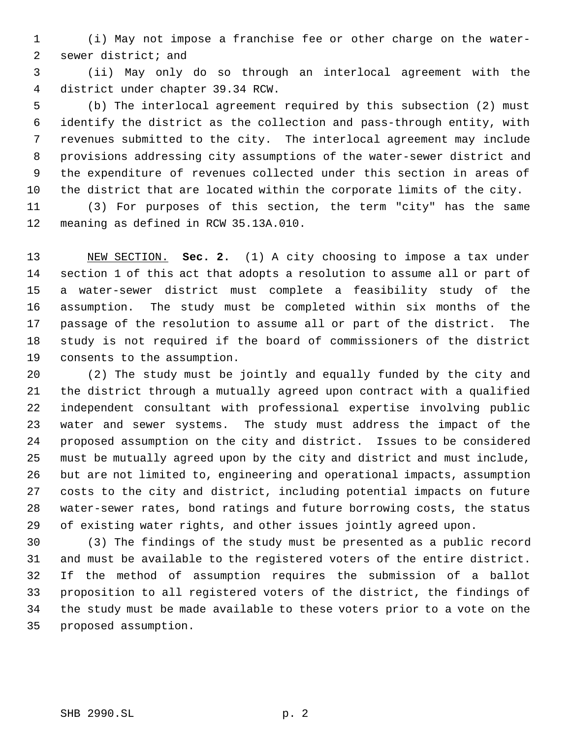(i) May not impose a franchise fee or other charge on the water-sewer district; and

(ii) May only do so through an interlocal agreement with the district under chapter 39.34 RCW.

(b) The interlocal agreement required by this subsection (2) must identify the district as the collection and pass-through entity, with revenues submitted to the city. The interlocal agreement may include provisions addressing city assumptions of the water-sewer district and the expenditure of revenues collected under this section in areas of the district that are located within the corporate limits of the city.

(3) For purposes of this section, the term "city" has the same meaning as defined in RCW 35.13A.010.

NEW SECTION. **Sec. 2.** (1) A city choosing to impose a tax under section 1 of this act that adopts a resolution to assume all or part of a water-sewer district must complete a feasibility study of the assumption. The study must be completed within six months of the passage of the resolution to assume all or part of the district. The study is not required if the board of commissioners of the district consents to the assumption.

(2) The study must be jointly and equally funded by the city and the district through a mutually agreed upon contract with a qualified independent consultant with professional expertise involving public water and sewer systems. The study must address the impact of the proposed assumption on the city and district. Issues to be considered must be mutually agreed upon by the city and district and must include, but are not limited to, engineering and operational impacts, assumption costs to the city and district, including potential impacts on future water-sewer rates, bond ratings and future borrowing costs, the status of existing water rights, and other issues jointly agreed upon.

(3) The findings of the study must be presented as a public record and must be available to the registered voters of the entire district. If the method of assumption requires the submission of a ballot proposition to all registered voters of the district, the findings of the study must be made available to these voters prior to a vote on the proposed assumption.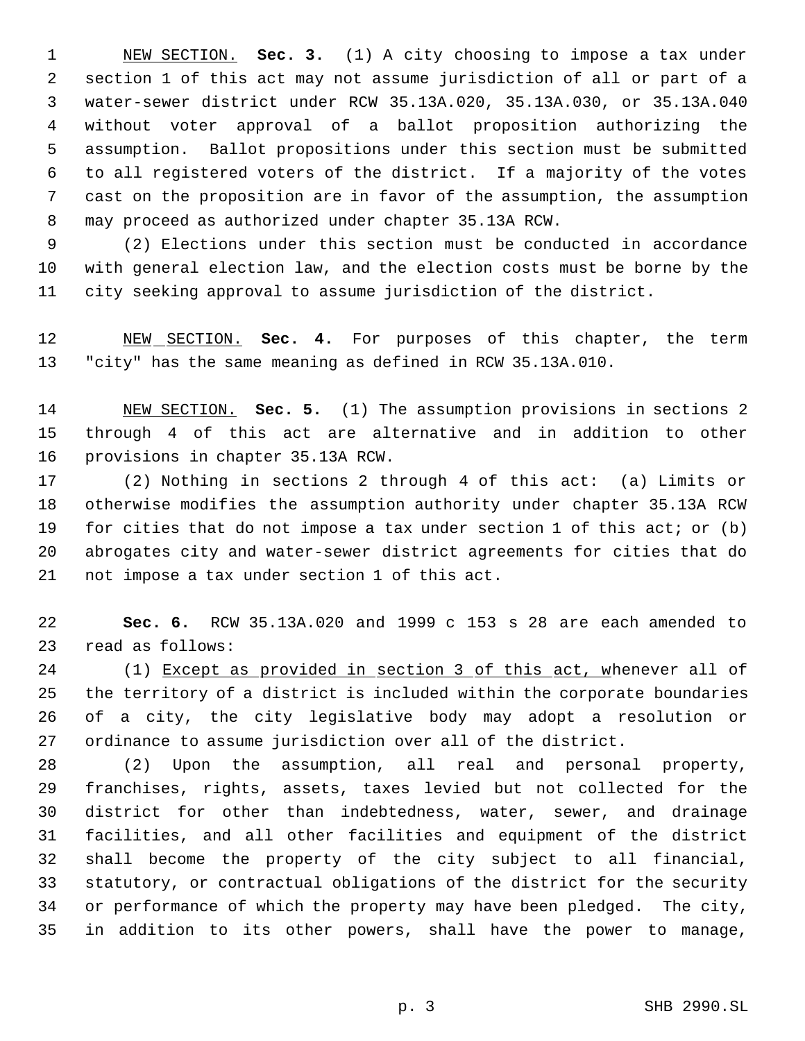NEW SECTION. **Sec. 3.** (1) A city choosing to impose a tax under section 1 of this act may not assume jurisdiction of all or part of a water-sewer district under RCW 35.13A.020, 35.13A.030, or 35.13A.040 without voter approval of a ballot proposition authorizing the assumption. Ballot propositions under this section must be submitted to all registered voters of the district. If a majority of the votes cast on the proposition are in favor of the assumption, the assumption may proceed as authorized under chapter 35.13A RCW.

(2) Elections under this section must be conducted in accordance with general election law, and the election costs must be borne by the city seeking approval to assume jurisdiction of the district.

NEW SECTION. **Sec. 4.** For purposes of this chapter, the term "city" has the same meaning as defined in RCW 35.13A.010.

NEW SECTION. **Sec. 5.** (1) The assumption provisions in sections 2 through 4 of this act are alternative and in addition to other provisions in chapter 35.13A RCW.

(2) Nothing in sections 2 through 4 of this act: (a) Limits or otherwise modifies the assumption authority under chapter 35.13A RCW for cities that do not impose a tax under section 1 of this act; or (b) abrogates city and water-sewer district agreements for cities that do not impose a tax under section 1 of this act.

**Sec. 6.** RCW 35.13A.020 and 1999 c 153 s 28 are each amended to read as follows:

(1) Except as provided in section 3 of this act, whenever all of the territory of a district is included within the corporate boundaries of a city, the city legislative body may adopt a resolution or ordinance to assume jurisdiction over all of the district.

(2) Upon the assumption, all real and personal property, franchises, rights, assets, taxes levied but not collected for the district for other than indebtedness, water, sewer, and drainage facilities, and all other facilities and equipment of the district shall become the property of the city subject to all financial, statutory, or contractual obligations of the district for the security or performance of which the property may have been pledged. The city, in addition to its other powers, shall have the power to manage,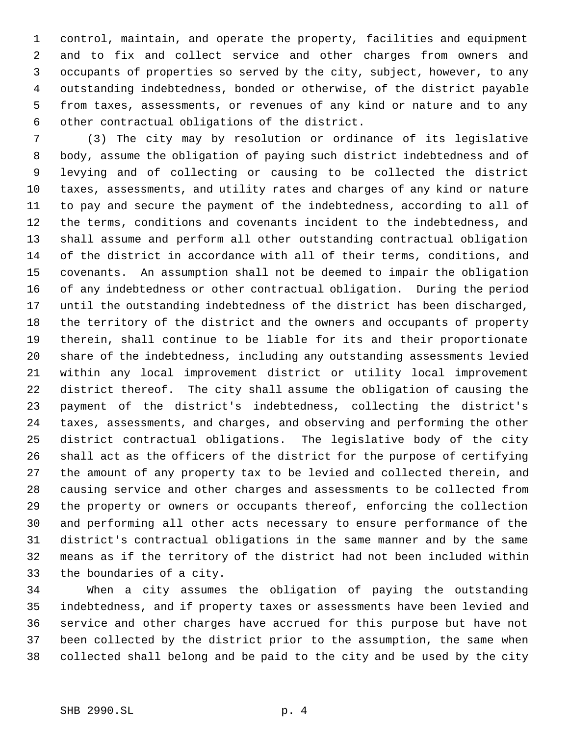control, maintain, and operate the property, facilities and equipment and to fix and collect service and other charges from owners and occupants of properties so served by the city, subject, however, to any outstanding indebtedness, bonded or otherwise, of the district payable from taxes, assessments, or revenues of any kind or nature and to any other contractual obligations of the district.

(3) The city may by resolution or ordinance of its legislative body, assume the obligation of paying such district indebtedness and of levying and of collecting or causing to be collected the district taxes, assessments, and utility rates and charges of any kind or nature to pay and secure the payment of the indebtedness, according to all of the terms, conditions and covenants incident to the indebtedness, and shall assume and perform all other outstanding contractual obligation of the district in accordance with all of their terms, conditions, and covenants. An assumption shall not be deemed to impair the obligation of any indebtedness or other contractual obligation. During the period until the outstanding indebtedness of the district has been discharged, the territory of the district and the owners and occupants of property therein, shall continue to be liable for its and their proportionate share of the indebtedness, including any outstanding assessments levied within any local improvement district or utility local improvement district thereof. The city shall assume the obligation of causing the payment of the district's indebtedness, collecting the district's taxes, assessments, and charges, and observing and performing the other district contractual obligations. The legislative body of the city shall act as the officers of the district for the purpose of certifying the amount of any property tax to be levied and collected therein, and causing service and other charges and assessments to be collected from the property or owners or occupants thereof, enforcing the collection and performing all other acts necessary to ensure performance of the district's contractual obligations in the same manner and by the same means as if the territory of the district had not been included within the boundaries of a city.

When a city assumes the obligation of paying the outstanding indebtedness, and if property taxes or assessments have been levied and service and other charges have accrued for this purpose but have not been collected by the district prior to the assumption, the same when collected shall belong and be paid to the city and be used by the city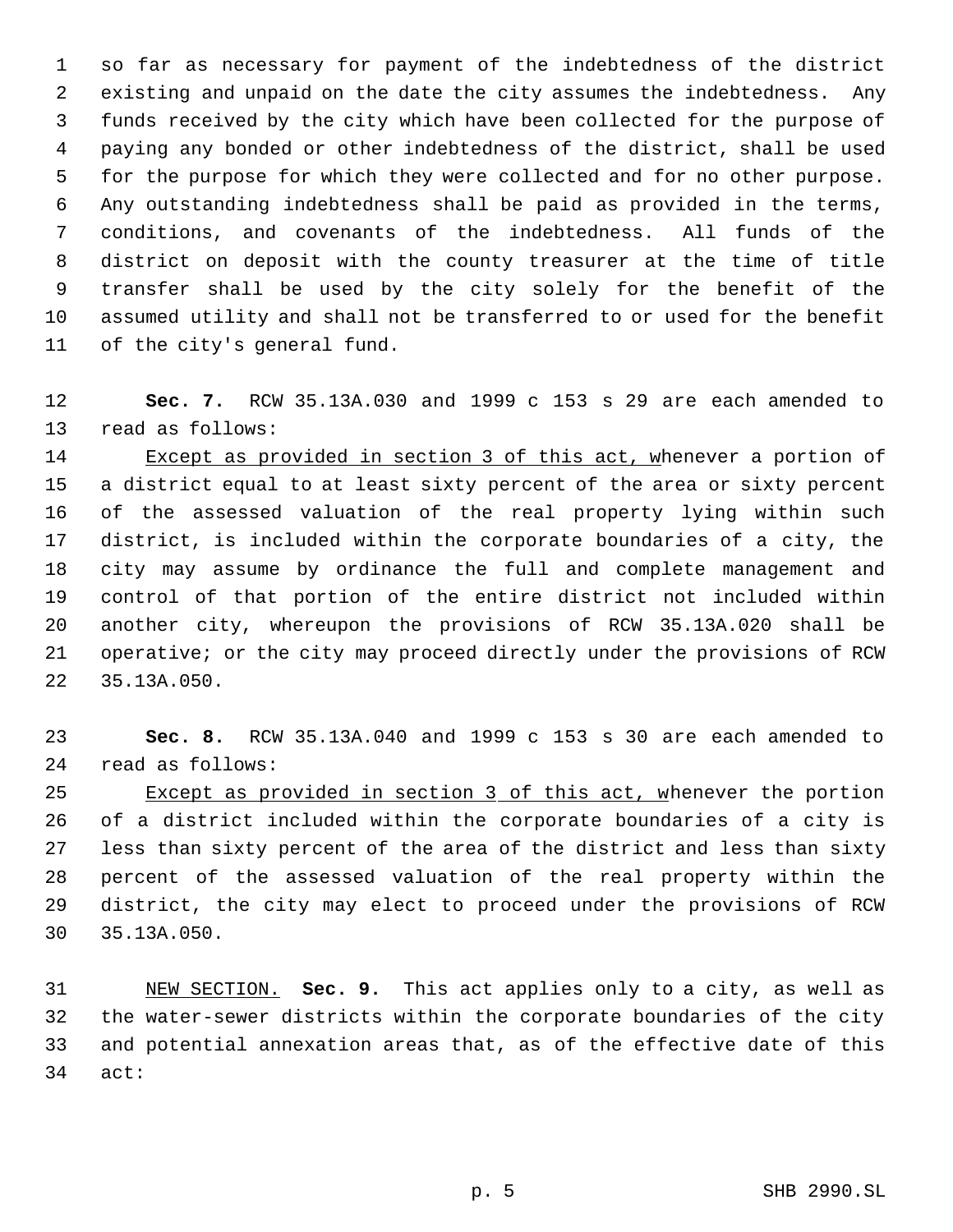so far as necessary for payment of the indebtedness of the district existing and unpaid on the date the city assumes the indebtedness. Any funds received by the city which have been collected for the purpose of paying any bonded or other indebtedness of the district, shall be used for the purpose for which they were collected and for no other purpose. Any outstanding indebtedness shall be paid as provided in the terms, conditions, and covenants of the indebtedness. All funds of the district on deposit with the county treasurer at the time of title transfer shall be used by the city solely for the benefit of the assumed utility and shall not be transferred to or used for the benefit of the city's general fund.

**Sec. 7.** RCW 35.13A.030 and 1999 c 153 s 29 are each amended to read as follows:

<u>Except as provided in section 3 of this act, w</u>henever a portion of a district equal to at least sixty percent of the area or sixty percent of the assessed valuation of the real property lying within such district, is included within the corporate boundaries of a city, the city may assume by ordinance the full and complete management and control of that portion of the entire district not included within another city, whereupon the provisions of RCW 35.13A.020 shall be operative; or the city may proceed directly under the provisions of RCW 35.13A.050.

**Sec. 8.** RCW 35.13A.040 and 1999 c 153 s 30 are each amended to read as follows:

<u>Except as provided in section 3 of this act, w</u>henever the portion of a district included within the corporate boundaries of a city is less than sixty percent of the area of the district and less than sixty percent of the assessed valuation of the real property within the district, the city may elect to proceed under the provisions of RCW 35.13A.050.

<u>NEW SECTION.</u> **Sec. 9.** This act applies only to a city, as well as the water-sewer districts within the corporate boundaries of the city and potential annexation areas that, as of the effective date of this act: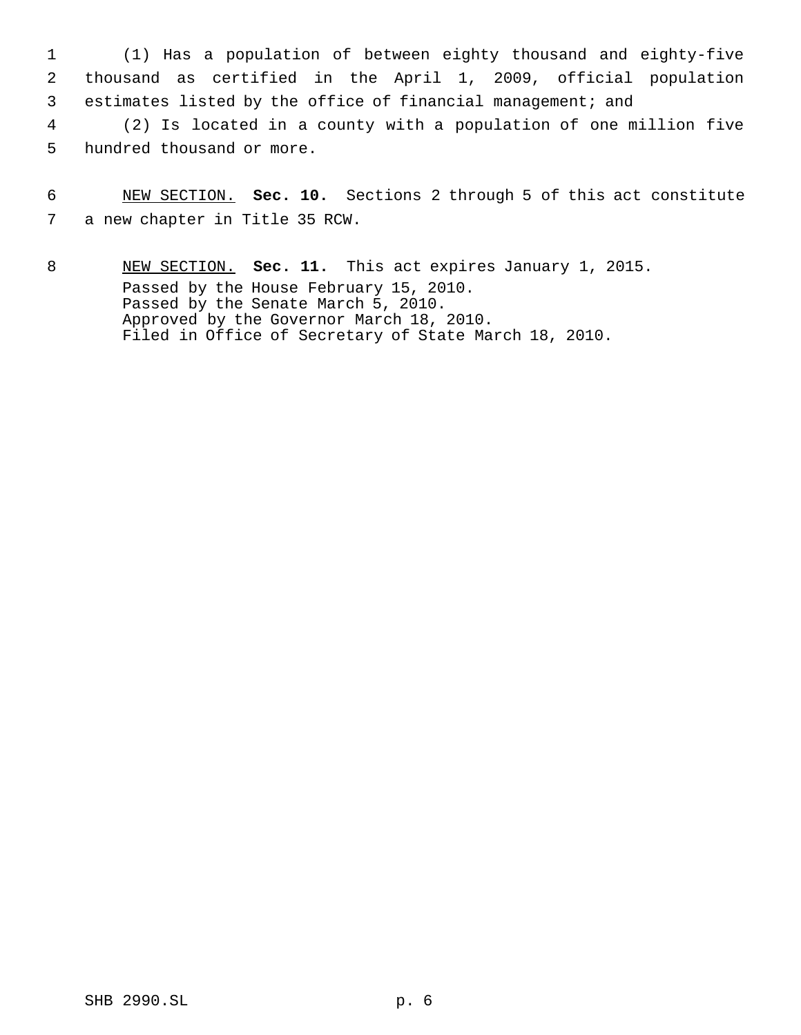(1) Has a population of between eighty thousand and eighty-five thousand as certified in the April 1, 2009, official population estimates listed by the office of financial management; and

(2) Is located in a county with a population of one million five hundred thousand or more.

NEW SECTION. **Sec. 10.** Sections 2 through 5 of this act constitute a new chapter in Title 35 RCW.

NEW SECTION. **Sec. 11.** This act expires January 1, 2015.

Passed by the House February 15, 2010.
Passed by the Senate March 5, 2010.
Approved by the Governor March 18, 2010.
Filed in Office of Secretary of State March 18, 2010.